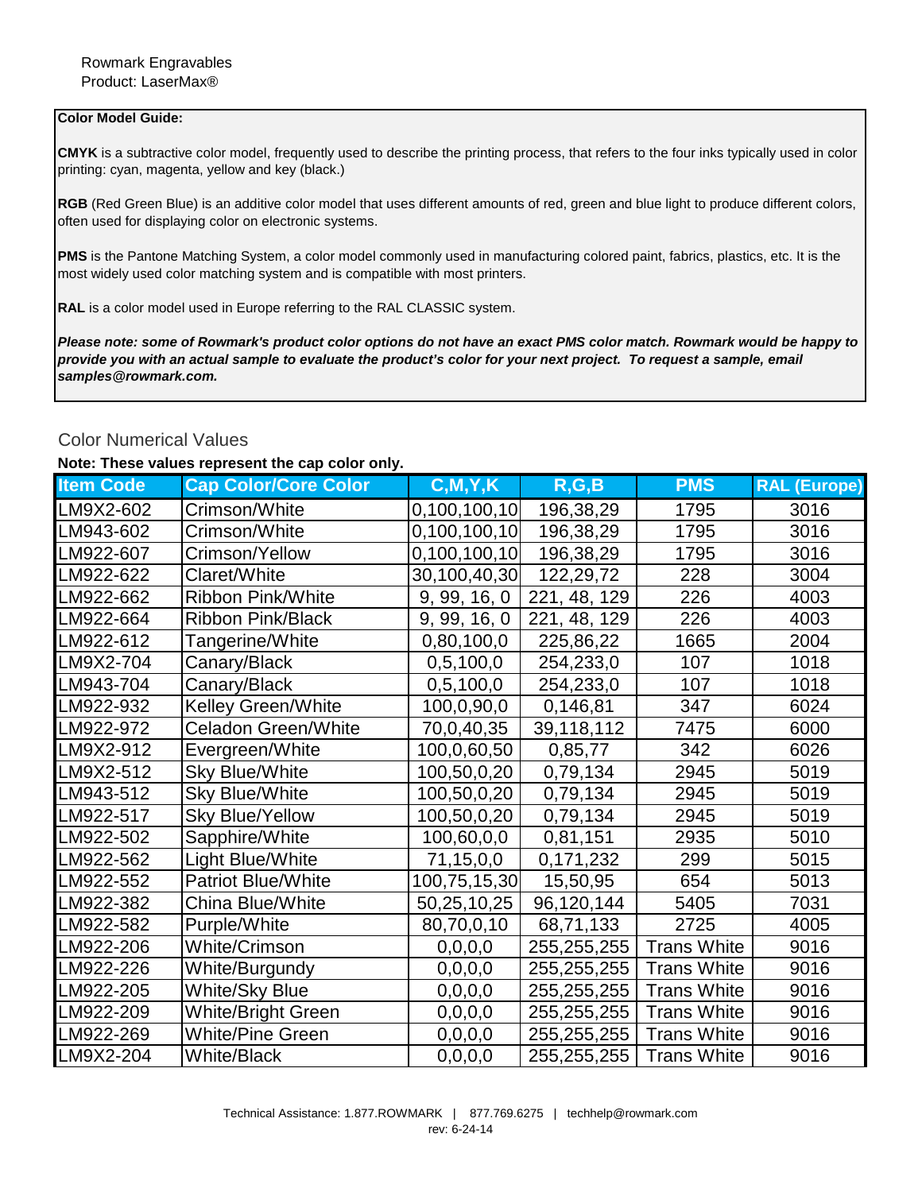Rowmark Engravables
Product: LaserMax®

**Color Model Guide:**

**CMYK** is a subtractive color model, frequently used to describe the printing process, that refers to the four inks typically used in color printing: cyan, magenta, yellow and key (black.)

**RGB** (Red Green Blue) is an additive color model that uses different amounts of red, green and blue light to produce different colors, often used for displaying color on electronic systems.

**PMS** is the Pantone Matching System, a color model commonly used in manufacturing colored paint, fabrics, plastics, etc. It is the most widely used color matching system and is compatible with most printers.

**RAL** is a color model used in Europe referring to the RAL CLASSIC system.

***Please note: some of Rowmark's product color options do not have an exact PMS color match. Rowmark would be happy to provide you with an actual sample to evaluate the product's color for your next project. To request a sample, email samples@rowmark.com.***

## Color Numerical Values

**Note: These values represent the cap color only.**

| Item Code | Cap Color/Core Color | C,M,Y,K | R,G,B | PMS | RAL (Europe) |
|---|---|---|---|---|---|
| LM9X2-602 | Crimson/White | 0,100,100,10 | 196,38,29 | 1795 | 3016 |
| LM943-602 | Crimson/White | 0,100,100,10 | 196,38,29 | 1795 | 3016 |
| LM922-607 | Crimson/Yellow | 0,100,100,10 | 196,38,29 | 1795 | 3016 |
| LM922-622 | Claret/White | 30,100,40,30 | 122,29,72 | 228 | 3004 |
| LM922-662 | Ribbon Pink/White | 9, 99, 16, 0 | 221, 48, 129 | 226 | 4003 |
| LM922-664 | Ribbon Pink/Black | 9, 99, 16, 0 | 221, 48, 129 | 226 | 4003 |
| LM922-612 | Tangerine/White | 0,80,100,0 | 225,86,22 | 1665 | 2004 |
| LM9X2-704 | Canary/Black | 0,5,100,0 | 254,233,0 | 107 | 1018 |
| LM943-704 | Canary/Black | 0,5,100,0 | 254,233,0 | 107 | 1018 |
| LM922-932 | Kelley Green/White | 100,0,90,0 | 0,146,81 | 347 | 6024 |
| LM922-972 | Celadon Green/White | 70,0,40,35 | 39,118,112 | 7475 | 6000 |
| LM9X2-912 | Evergreen/White | 100,0,60,50 | 0,85,77 | 342 | 6026 |
| LM9X2-512 | Sky Blue/White | 100,50,0,20 | 0,79,134 | 2945 | 5019 |
| LM943-512 | Sky Blue/White | 100,50,0,20 | 0,79,134 | 2945 | 5019 |
| LM922-517 | Sky Blue/Yellow | 100,50,0,20 | 0,79,134 | 2945 | 5019 |
| LM922-502 | Sapphire/White | 100,60,0,0 | 0,81,151 | 2935 | 5010 |
| LM922-562 | Light Blue/White | 71,15,0,0 | 0,171,232 | 299 | 5015 |
| LM922-552 | Patriot Blue/White | 100,75,15,30 | 15,50,95 | 654 | 5013 |
| LM922-382 | China Blue/White | 50,25,10,25 | 96,120,144 | 5405 | 7031 |
| LM922-582 | Purple/White | 80,70,0,10 | 68,71,133 | 2725 | 4005 |
| LM922-206 | White/Crimson | 0,0,0,0 | 255,255,255 | Trans White | 9016 |
| LM922-226 | White/Burgundy | 0,0,0,0 | 255,255,255 | Trans White | 9016 |
| LM922-205 | White/Sky Blue | 0,0,0,0 | 255,255,255 | Trans White | 9016 |
| LM922-209 | White/Bright Green | 0,0,0,0 | 255,255,255 | Trans White | 9016 |
| LM922-269 | White/Pine Green | 0,0,0,0 | 255,255,255 | Trans White | 9016 |
| LM9X2-204 | White/Black | 0,0,0,0 | 255,255,255 | Trans White | 9016 |

Technical Assistance: 1.877.ROWMARK | 877.769.6275 | techhelp@rowmark.com
rev: 6-24-14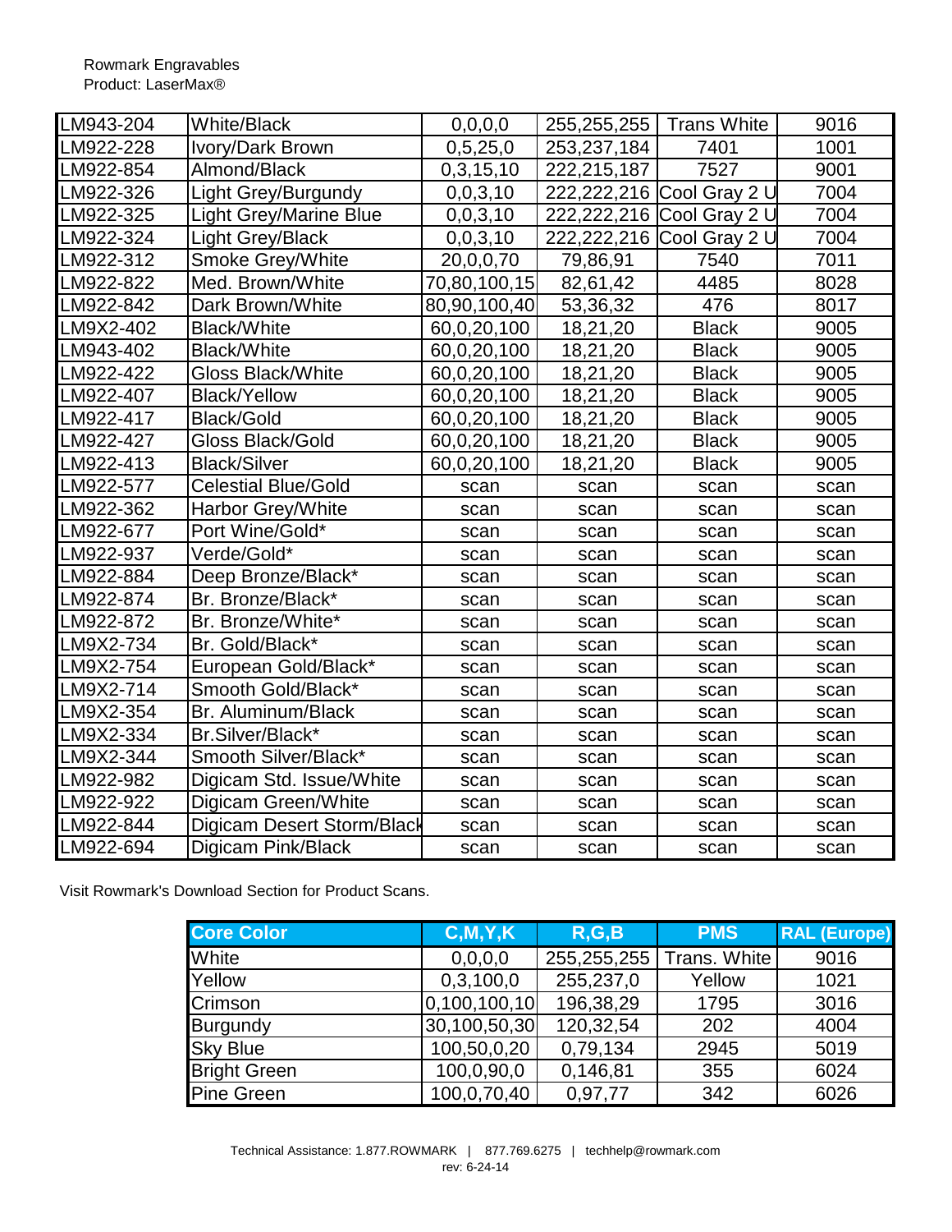Rowmark Engravables
Product: LaserMax®

| | | | | | |
|---|---|---|---|---|---|
| LM943-204 | White/Black | 0,0,0,0 | 255,255,255 | Trans White | 9016 |
| LM922-228 | Ivory/Dark Brown | 0,5,25,0 | 253,237,184 | 7401 | 1001 |
| LM922-854 | Almond/Black | 0,3,15,10 | 222,215,187 | 7527 | 9001 |
| LM922-326 | Light Grey/Burgundy | 0,0,3,10 | 222,222,216 | Cool Gray 2 U | 7004 |
| LM922-325 | Light Grey/Marine Blue | 0,0,3,10 | 222,222,216 | Cool Gray 2 U | 7004 |
| LM922-324 | Light Grey/Black | 0,0,3,10 | 222,222,216 | Cool Gray 2 U | 7004 |
| LM922-312 | Smoke Grey/White | 20,0,0,70 | 79,86,91 | 7540 | 7011 |
| LM922-822 | Med. Brown/White | 70,80,100,15 | 82,61,42 | 4485 | 8028 |
| LM922-842 | Dark Brown/White | 80,90,100,40 | 53,36,32 | 476 | 8017 |
| LM9X2-402 | Black/White | 60,0,20,100 | 18,21,20 | Black | 9005 |
| LM943-402 | Black/White | 60,0,20,100 | 18,21,20 | Black | 9005 |
| LM922-422 | Gloss Black/White | 60,0,20,100 | 18,21,20 | Black | 9005 |
| LM922-407 | Black/Yellow | 60,0,20,100 | 18,21,20 | Black | 9005 |
| LM922-417 | Black/Gold | 60,0,20,100 | 18,21,20 | Black | 9005 |
| LM922-427 | Gloss Black/Gold | 60,0,20,100 | 18,21,20 | Black | 9005 |
| LM922-413 | Black/Silver | 60,0,20,100 | 18,21,20 | Black | 9005 |
| LM922-577 | Celestial Blue/Gold | scan | scan | scan | scan |
| LM922-362 | Harbor Grey/White | scan | scan | scan | scan |
| LM922-677 | Port Wine/Gold* | scan | scan | scan | scan |
| LM922-937 | Verde/Gold* | scan | scan | scan | scan |
| LM922-884 | Deep Bronze/Black* | scan | scan | scan | scan |
| LM922-874 | Br. Bronze/Black* | scan | scan | scan | scan |
| LM922-872 | Br. Bronze/White* | scan | scan | scan | scan |
| LM9X2-734 | Br. Gold/Black* | scan | scan | scan | scan |
| LM9X2-754 | European Gold/Black* | scan | scan | scan | scan |
| LM9X2-714 | Smooth Gold/Black* | scan | scan | scan | scan |
| LM9X2-354 | Br. Aluminum/Black | scan | scan | scan | scan |
| LM9X2-334 | Br.Silver/Black* | scan | scan | scan | scan |
| LM9X2-344 | Smooth Silver/Black* | scan | scan | scan | scan |
| LM922-982 | Digicam Std. Issue/White | scan | scan | scan | scan |
| LM922-922 | Digicam Green/White | scan | scan | scan | scan |
| LM922-844 | Digicam Desert Storm/Black | scan | scan | scan | scan |
| LM922-694 | Digicam Pink/Black | scan | scan | scan | scan |

Visit Rowmark's Download Section for Product Scans.

| Core Color | C,M,Y,K | R,G,B | PMS | RAL (Europe) |
|---|---|---|---|---|
| White | 0,0,0,0 | 255,255,255 | Trans. White | 9016 |
| Yellow | 0,3,100,0 | 255,237,0 | Yellow | 1021 |
| Crimson | 0,100,100,10 | 196,38,29 | 1795 | 3016 |
| Burgundy | 30,100,50,30 | 120,32,54 | 202 | 4004 |
| Sky Blue | 100,50,0,20 | 0,79,134 | 2945 | 5019 |
| Bright Green | 100,0,90,0 | 0,146,81 | 355 | 6024 |
| Pine Green | 100,0,70,40 | 0,97,77 | 342 | 6026 |

Technical Assistance: 1.877.ROWMARK | 877.769.6275 | techhelp@rowmark.com
rev: 6-24-14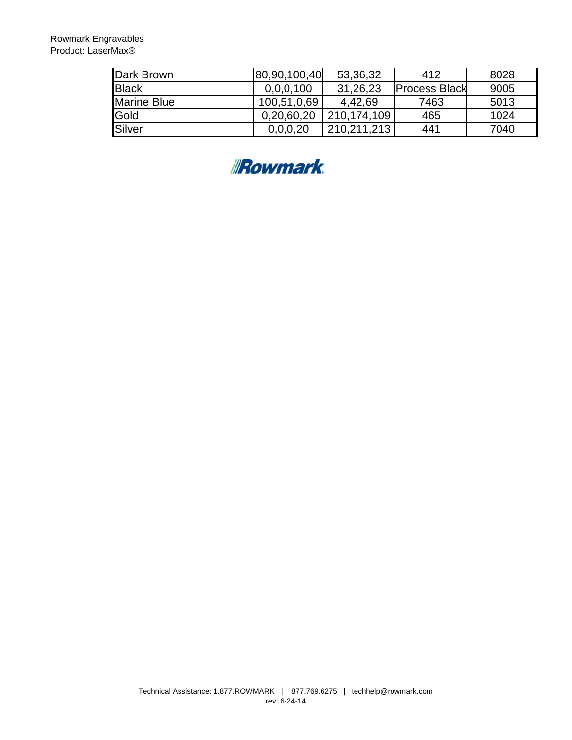| | | | | |
|---|---|---|---|---|
| Dark Brown | 80,90,100,40 | 53,36,32 | 412 | 8028 |
| Black | 0,0,0,100 | 31,26,23 | Process Black | 9005 |
| Marine Blue | 100,51,0,69 | 4,42,69 | 7463 | 5013 |
| Gold | 0,20,60,20 | 210,174,109 | 465 | 1024 |
| Silver | 0,0,0,20 | 210,211,213 | 441 | 7040 |

Technical Assistance: 1.877.ROWMARK | 877.769.6275 | techhelp@rowmark.com
rev: 6-24-14